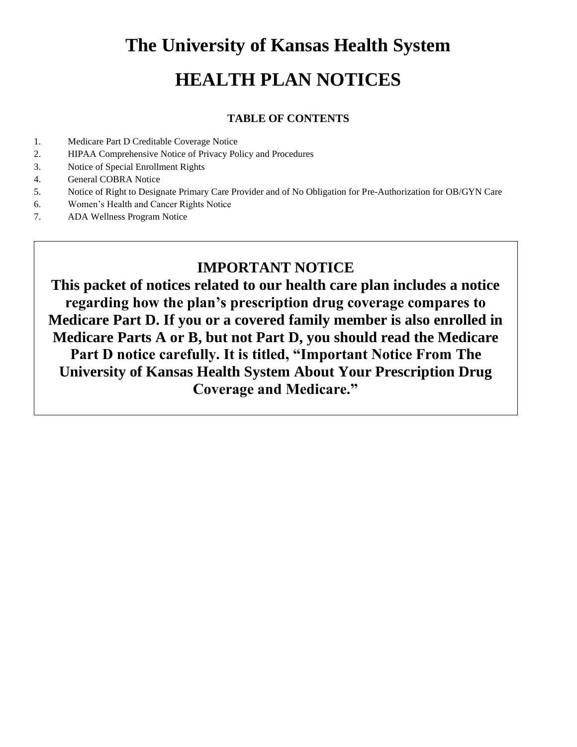# The University of Kansas Health System

# HEALTH PLAN NOTICES

**TABLE OF CONTENTS**

1. Medicare Part D Creditable Coverage Notice
2. HIPAA Comprehensive Notice of Privacy Policy and Procedures
3. Notice of Special Enrollment Rights
4. General COBRA Notice
5. Notice of Right to Designate Primary Care Provider and of No Obligation for Pre-Authorization for OB/GYN Care
6. Women's Health and Cancer Rights Notice
7. ADA Wellness Program Notice

## IMPORTANT NOTICE

**This packet of notices related to our health care plan includes a notice regarding how the plan's prescription drug coverage compares to Medicare Part D. If you or a covered family member is also enrolled in Medicare Parts A or B, but not Part D, you should read the Medicare Part D notice carefully. It is titled, "Important Notice From The University of Kansas Health System About Your Prescription Drug Coverage and Medicare."**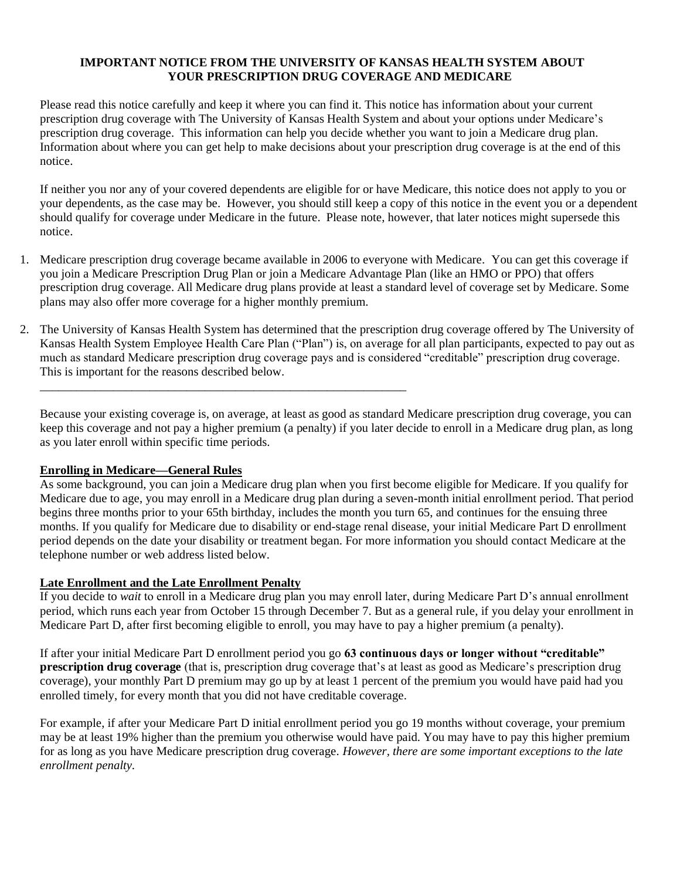**IMPORTANT NOTICE FROM THE UNIVERSITY OF KANSAS HEALTH SYSTEM ABOUT YOUR PRESCRIPTION DRUG COVERAGE AND MEDICARE**

Please read this notice carefully and keep it where you can find it. This notice has information about your current prescription drug coverage with The University of Kansas Health System and about your options under Medicare's prescription drug coverage. This information can help you decide whether you want to join a Medicare drug plan. Information about where you can get help to make decisions about your prescription drug coverage is at the end of this notice.

If neither you nor any of your covered dependents are eligible for or have Medicare, this notice does not apply to you or your dependents, as the case may be. However, you should still keep a copy of this notice in the event you or a dependent should qualify for coverage under Medicare in the future. Please note, however, that later notices might supersede this notice.

1. Medicare prescription drug coverage became available in 2006 to everyone with Medicare. You can get this coverage if you join a Medicare Prescription Drug Plan or join a Medicare Advantage Plan (like an HMO or PPO) that offers prescription drug coverage. All Medicare drug plans provide at least a standard level of coverage set by Medicare. Some plans may also offer more coverage for a higher monthly premium.

2. The University of Kansas Health System has determined that the prescription drug coverage offered by The University of Kansas Health System Employee Health Care Plan ("Plan") is, on average for all plan participants, expected to pay out as much as standard Medicare prescription drug coverage pays and is considered "creditable" prescription drug coverage. This is important for the reasons described below.

---

Because your existing coverage is, on average, at least as good as standard Medicare prescription drug coverage, you can keep this coverage and not pay a higher premium (a penalty) if you later decide to enroll in a Medicare drug plan, as long as you later enroll within specific time periods.

**Enrolling in Medicare—General Rules**

As some background, you can join a Medicare drug plan when you first become eligible for Medicare. If you qualify for Medicare due to age, you may enroll in a Medicare drug plan during a seven-month initial enrollment period. That period begins three months prior to your 65th birthday, includes the month you turn 65, and continues for the ensuing three months. If you qualify for Medicare due to disability or end-stage renal disease, your initial Medicare Part D enrollment period depends on the date your disability or treatment began. For more information you should contact Medicare at the telephone number or web address listed below.

**Late Enrollment and the Late Enrollment Penalty**

If you decide to *wait* to enroll in a Medicare drug plan you may enroll later, during Medicare Part D's annual enrollment period, which runs each year from October 15 through December 7. But as a general rule, if you delay your enrollment in Medicare Part D, after first becoming eligible to enroll, you may have to pay a higher premium (a penalty).

If after your initial Medicare Part D enrollment period you go **63 continuous days or longer without "creditable" prescription drug coverage** (that is, prescription drug coverage that's at least as good as Medicare's prescription drug coverage), your monthly Part D premium may go up by at least 1 percent of the premium you would have paid had you enrolled timely, for every month that you did not have creditable coverage.

For example, if after your Medicare Part D initial enrollment period you go 19 months without coverage, your premium may be at least 19% higher than the premium you otherwise would have paid. You may have to pay this higher premium for as long as you have Medicare prescription drug coverage. *However, there are some important exceptions to the late enrollment penalty.*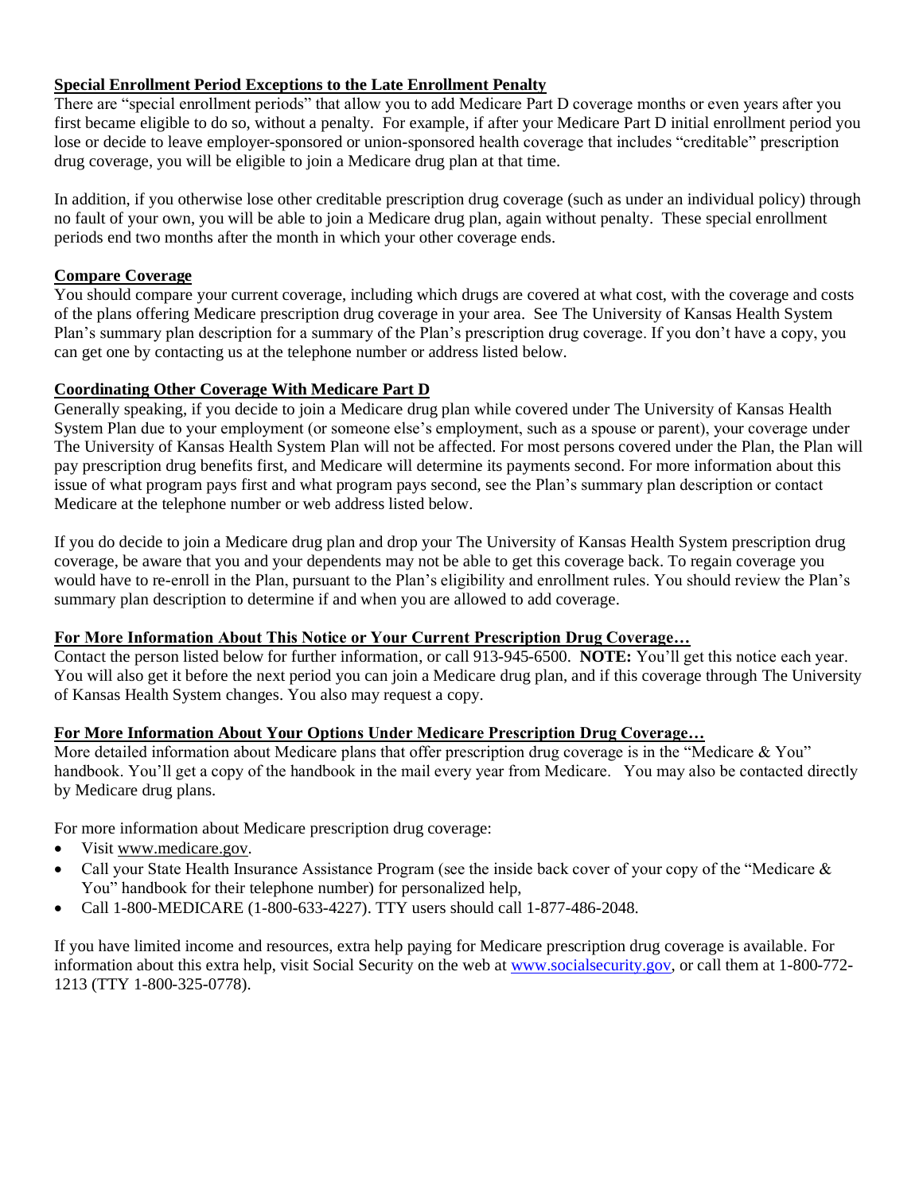**Special Enrollment Period Exceptions to the Late Enrollment Penalty**

There are "special enrollment periods" that allow you to add Medicare Part D coverage months or even years after you first became eligible to do so, without a penalty. For example, if after your Medicare Part D initial enrollment period you lose or decide to leave employer-sponsored or union-sponsored health coverage that includes "creditable" prescription drug coverage, you will be eligible to join a Medicare drug plan at that time.

In addition, if you otherwise lose other creditable prescription drug coverage (such as under an individual policy) through no fault of your own, you will be able to join a Medicare drug plan, again without penalty. These special enrollment periods end two months after the month in which your other coverage ends.

**Compare Coverage**

You should compare your current coverage, including which drugs are covered at what cost, with the coverage and costs of the plans offering Medicare prescription drug coverage in your area. See The University of Kansas Health System Plan's summary plan description for a summary of the Plan's prescription drug coverage. If you don't have a copy, you can get one by contacting us at the telephone number or address listed below.

**Coordinating Other Coverage With Medicare Part D**

Generally speaking, if you decide to join a Medicare drug plan while covered under The University of Kansas Health System Plan due to your employment (or someone else's employment, such as a spouse or parent), your coverage under The University of Kansas Health System Plan will not be affected. For most persons covered under the Plan, the Plan will pay prescription drug benefits first, and Medicare will determine its payments second. For more information about this issue of what program pays first and what program pays second, see the Plan's summary plan description or contact Medicare at the telephone number or web address listed below.

If you do decide to join a Medicare drug plan and drop your The University of Kansas Health System prescription drug coverage, be aware that you and your dependents may not be able to get this coverage back. To regain coverage you would have to re-enroll in the Plan, pursuant to the Plan's eligibility and enrollment rules. You should review the Plan's summary plan description to determine if and when you are allowed to add coverage.

**For More Information About This Notice or Your Current Prescription Drug Coverage…**

Contact the person listed below for further information, or call 913-945-6500. **NOTE:** You'll get this notice each year. You will also get it before the next period you can join a Medicare drug plan, and if this coverage through The University of Kansas Health System changes. You also may request a copy.

**For More Information About Your Options Under Medicare Prescription Drug Coverage…**

More detailed information about Medicare plans that offer prescription drug coverage is in the "Medicare & You" handbook. You'll get a copy of the handbook in the mail every year from Medicare. You may also be contacted directly by Medicare drug plans.

For more information about Medicare prescription drug coverage:

- Visit www.medicare.gov.
- Call your State Health Insurance Assistance Program (see the inside back cover of your copy of the "Medicare & You" handbook for their telephone number) for personalized help,
- Call 1-800-MEDICARE (1-800-633-4227). TTY users should call 1-877-486-2048.

If you have limited income and resources, extra help paying for Medicare prescription drug coverage is available. For information about this extra help, visit Social Security on the web at www.socialsecurity.gov, or call them at 1-800-772-1213 (TTY 1-800-325-0778).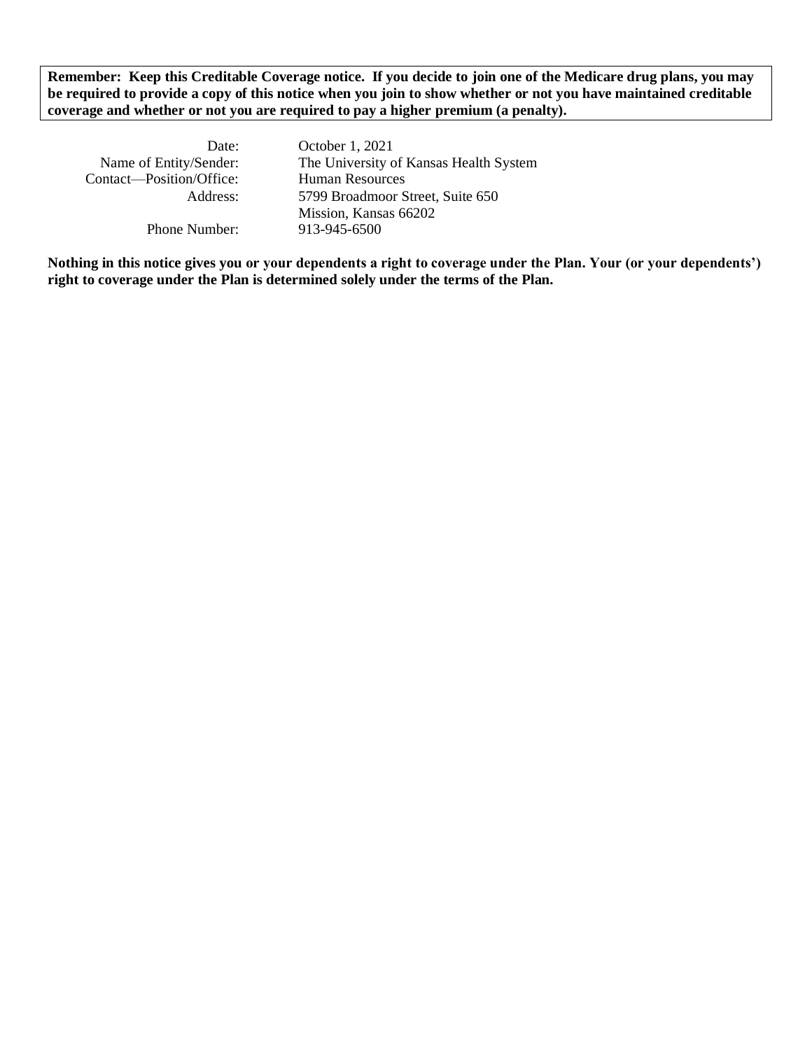**Remember: Keep this Creditable Coverage notice. If you decide to join one of the Medicare drug plans, you may be required to provide a copy of this notice when you join to show whether or not you have maintained creditable coverage and whether or not you are required to pay a higher premium (a penalty).**

| | |
|---|---|
| Date: | October 1, 2021 |
| Name of Entity/Sender: | The University of Kansas Health System |
| Contact—Position/Office: | Human Resources |
| Address: | 5799 Broadmoor Street, Suite 650<br>Mission, Kansas 66202 |
| Phone Number: | 913-945-6500 |

**Nothing in this notice gives you or your dependents a right to coverage under the Plan. Your (or your dependents') right to coverage under the Plan is determined solely under the terms of the Plan.**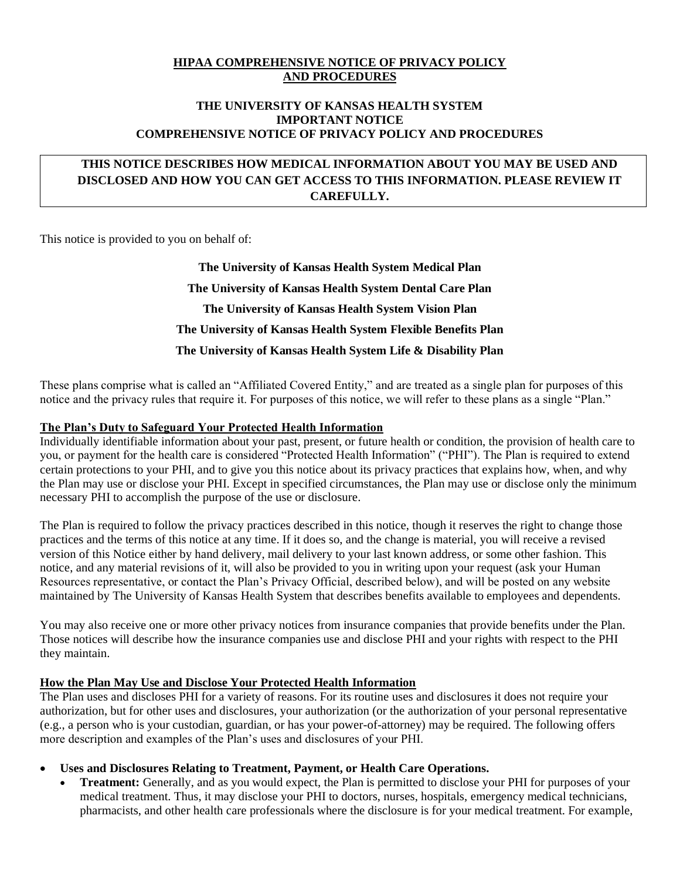**HIPAA COMPREHENSIVE NOTICE OF PRIVACY POLICY AND PROCEDURES**

**THE UNIVERSITY OF KANSAS HEALTH SYSTEM**
**IMPORTANT NOTICE**
**COMPREHENSIVE NOTICE OF PRIVACY POLICY AND PROCEDURES**

**THIS NOTICE DESCRIBES HOW MEDICAL INFORMATION ABOUT YOU MAY BE USED AND DISCLOSED AND HOW YOU CAN GET ACCESS TO THIS INFORMATION. PLEASE REVIEW IT CAREFULLY.**

This notice is provided to you on behalf of:

**The University of Kansas Health System Medical Plan**

**The University of Kansas Health System Dental Care Plan**

**The University of Kansas Health System Vision Plan**

**The University of Kansas Health System Flexible Benefits Plan**

**The University of Kansas Health System Life & Disability Plan**

These plans comprise what is called an "Affiliated Covered Entity," and are treated as a single plan for purposes of this notice and the privacy rules that require it. For purposes of this notice, we will refer to these plans as a single "Plan."

**The Plan's Duty to Safeguard Your Protected Health Information**

Individually identifiable information about your past, present, or future health or condition, the provision of health care to you, or payment for the health care is considered "Protected Health Information" ("PHI"). The Plan is required to extend certain protections to your PHI, and to give you this notice about its privacy practices that explains how, when, and why the Plan may use or disclose your PHI. Except in specified circumstances, the Plan may use or disclose only the minimum necessary PHI to accomplish the purpose of the use or disclosure.

The Plan is required to follow the privacy practices described in this notice, though it reserves the right to change those practices and the terms of this notice at any time. If it does so, and the change is material, you will receive a revised version of this Notice either by hand delivery, mail delivery to your last known address, or some other fashion. This notice, and any material revisions of it, will also be provided to you in writing upon your request (ask your Human Resources representative, or contact the Plan's Privacy Official, described below), and will be posted on any website maintained by The University of Kansas Health System that describes benefits available to employees and dependents.

You may also receive one or more other privacy notices from insurance companies that provide benefits under the Plan. Those notices will describe how the insurance companies use and disclose PHI and your rights with respect to the PHI they maintain.

**How the Plan May Use and Disclose Your Protected Health Information**

The Plan uses and discloses PHI for a variety of reasons. For its routine uses and disclosures it does not require your authorization, but for other uses and disclosures, your authorization (or the authorization of your personal representative (e.g., a person who is your custodian, guardian, or has your power-of-attorney) may be required. The following offers more description and examples of the Plan's uses and disclosures of your PHI.

- **Uses and Disclosures Relating to Treatment, Payment, or Health Care Operations.**
  - **Treatment:** Generally, and as you would expect, the Plan is permitted to disclose your PHI for purposes of your medical treatment. Thus, it may disclose your PHI to doctors, nurses, hospitals, emergency medical technicians, pharmacists, and other health care professionals where the disclosure is for your medical treatment. For example,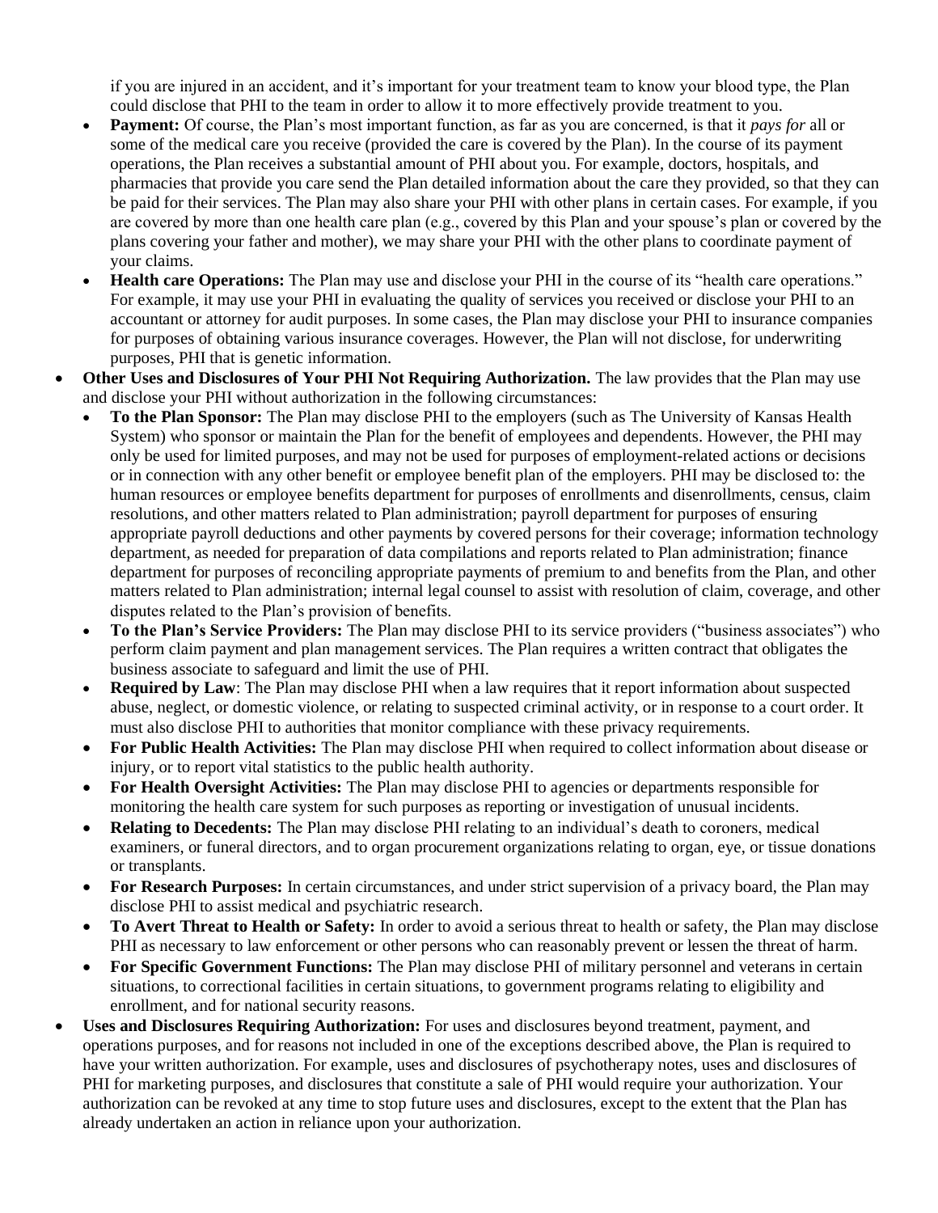if you are injured in an accident, and it's important for your treatment team to know your blood type, the Plan could disclose that PHI to the team in order to allow it to more effectively provide treatment to you.

- **Payment:** Of course, the Plan's most important function, as far as you are concerned, is that it *pays for* all or some of the medical care you receive (provided the care is covered by the Plan). In the course of its payment operations, the Plan receives a substantial amount of PHI about you. For example, doctors, hospitals, and pharmacies that provide you care send the Plan detailed information about the care they provided, so that they can be paid for their services. The Plan may also share your PHI with other plans in certain cases. For example, if you are covered by more than one health care plan (e.g., covered by this Plan and your spouse's plan or covered by the plans covering your father and mother), we may share your PHI with the other plans to coordinate payment of your claims.
- **Health care Operations:** The Plan may use and disclose your PHI in the course of its "health care operations." For example, it may use your PHI in evaluating the quality of services you received or disclose your PHI to an accountant or attorney for audit purposes. In some cases, the Plan may disclose your PHI to insurance companies for purposes of obtaining various insurance coverages. However, the Plan will not disclose, for underwriting purposes, PHI that is genetic information.

- **Other Uses and Disclosures of Your PHI Not Requiring Authorization.** The law provides that the Plan may use and disclose your PHI without authorization in the following circumstances:
  - **To the Plan Sponsor:** The Plan may disclose PHI to the employers (such as The University of Kansas Health System) who sponsor or maintain the Plan for the benefit of employees and dependents. However, the PHI may only be used for limited purposes, and may not be used for purposes of employment-related actions or decisions or in connection with any other benefit or employee benefit plan of the employers. PHI may be disclosed to: the human resources or employee benefits department for purposes of enrollments and disenrollments, census, claim resolutions, and other matters related to Plan administration; payroll department for purposes of ensuring appropriate payroll deductions and other payments by covered persons for their coverage; information technology department, as needed for preparation of data compilations and reports related to Plan administration; finance department for purposes of reconciling appropriate payments of premium to and benefits from the Plan, and other matters related to Plan administration; internal legal counsel to assist with resolution of claim, coverage, and other disputes related to the Plan's provision of benefits.
  - **To the Plan's Service Providers:** The Plan may disclose PHI to its service providers ("business associates") who perform claim payment and plan management services. The Plan requires a written contract that obligates the business associate to safeguard and limit the use of PHI.
  - **Required by Law**: The Plan may disclose PHI when a law requires that it report information about suspected abuse, neglect, or domestic violence, or relating to suspected criminal activity, or in response to a court order. It must also disclose PHI to authorities that monitor compliance with these privacy requirements.
  - **For Public Health Activities:** The Plan may disclose PHI when required to collect information about disease or injury, or to report vital statistics to the public health authority.
  - **For Health Oversight Activities:** The Plan may disclose PHI to agencies or departments responsible for monitoring the health care system for such purposes as reporting or investigation of unusual incidents.
  - **Relating to Decedents:** The Plan may disclose PHI relating to an individual's death to coroners, medical examiners, or funeral directors, and to organ procurement organizations relating to organ, eye, or tissue donations or transplants.
  - **For Research Purposes:** In certain circumstances, and under strict supervision of a privacy board, the Plan may disclose PHI to assist medical and psychiatric research.
  - **To Avert Threat to Health or Safety:** In order to avoid a serious threat to health or safety, the Plan may disclose PHI as necessary to law enforcement or other persons who can reasonably prevent or lessen the threat of harm.
  - **For Specific Government Functions:** The Plan may disclose PHI of military personnel and veterans in certain situations, to correctional facilities in certain situations, to government programs relating to eligibility and enrollment, and for national security reasons.
- **Uses and Disclosures Requiring Authorization:** For uses and disclosures beyond treatment, payment, and operations purposes, and for reasons not included in one of the exceptions described above, the Plan is required to have your written authorization. For example, uses and disclosures of psychotherapy notes, uses and disclosures of PHI for marketing purposes, and disclosures that constitute a sale of PHI would require your authorization. Your authorization can be revoked at any time to stop future uses and disclosures, except to the extent that the Plan has already undertaken an action in reliance upon your authorization.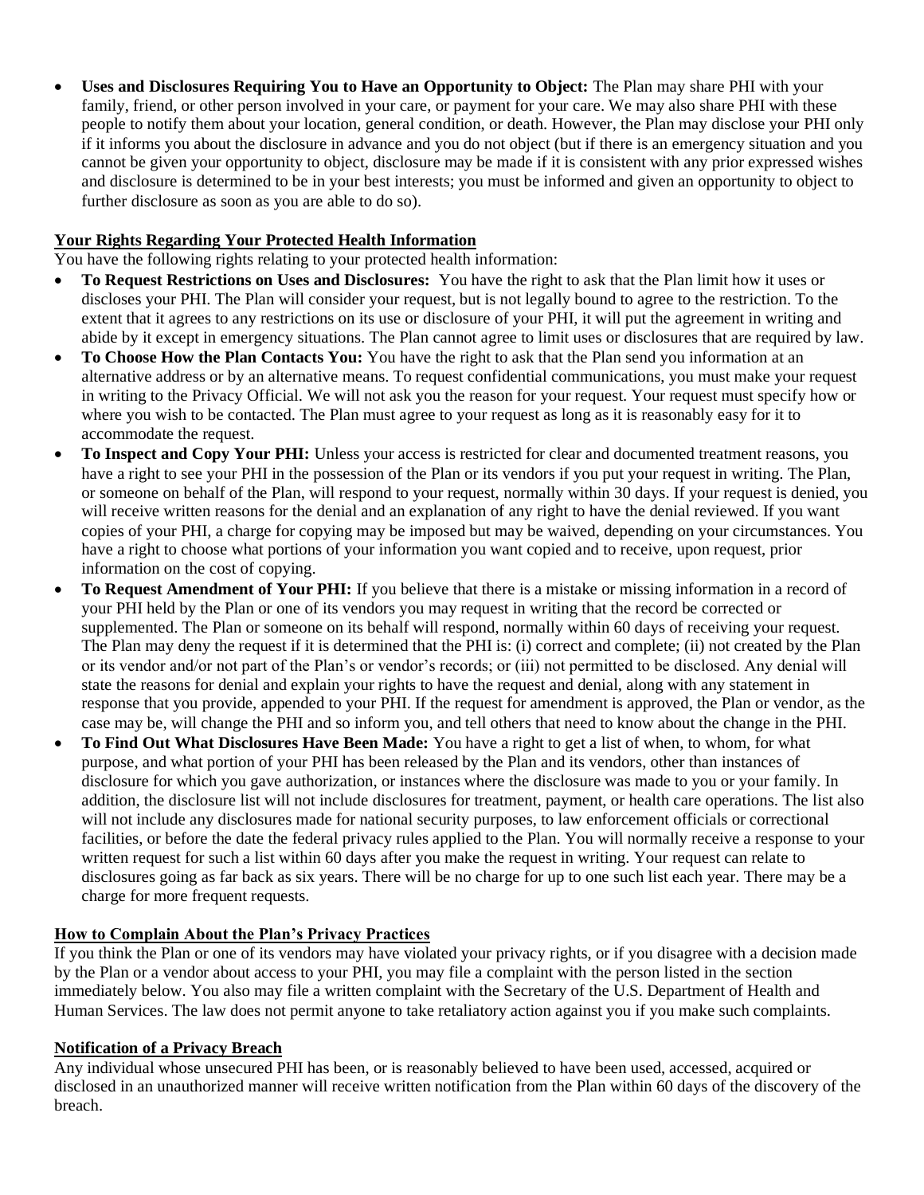- **Uses and Disclosures Requiring You to Have an Opportunity to Object:** The Plan may share PHI with your family, friend, or other person involved in your care, or payment for your care. We may also share PHI with these people to notify them about your location, general condition, or death. However, the Plan may disclose your PHI only if it informs you about the disclosure in advance and you do not object (but if there is an emergency situation and you cannot be given your opportunity to object, disclosure may be made if it is consistent with any prior expressed wishes and disclosure is determined to be in your best interests; you must be informed and given an opportunity to object to further disclosure as soon as you are able to do so).

## Your Rights Regarding Your Protected Health Information

You have the following rights relating to your protected health information:

- **To Request Restrictions on Uses and Disclosures:** You have the right to ask that the Plan limit how it uses or discloses your PHI. The Plan will consider your request, but is not legally bound to agree to the restriction. To the extent that it agrees to any restrictions on its use or disclosure of your PHI, it will put the agreement in writing and abide by it except in emergency situations. The Plan cannot agree to limit uses or disclosures that are required by law.
- **To Choose How the Plan Contacts You:** You have the right to ask that the Plan send you information at an alternative address or by an alternative means. To request confidential communications, you must make your request in writing to the Privacy Official. We will not ask you the reason for your request. Your request must specify how or where you wish to be contacted. The Plan must agree to your request as long as it is reasonably easy for it to accommodate the request.
- **To Inspect and Copy Your PHI:** Unless your access is restricted for clear and documented treatment reasons, you have a right to see your PHI in the possession of the Plan or its vendors if you put your request in writing. The Plan, or someone on behalf of the Plan, will respond to your request, normally within 30 days. If your request is denied, you will receive written reasons for the denial and an explanation of any right to have the denial reviewed. If you want copies of your PHI, a charge for copying may be imposed but may be waived, depending on your circumstances. You have a right to choose what portions of your information you want copied and to receive, upon request, prior information on the cost of copying.
- **To Request Amendment of Your PHI:** If you believe that there is a mistake or missing information in a record of your PHI held by the Plan or one of its vendors you may request in writing that the record be corrected or supplemented. The Plan or someone on its behalf will respond, normally within 60 days of receiving your request. The Plan may deny the request if it is determined that the PHI is: (i) correct and complete; (ii) not created by the Plan or its vendor and/or not part of the Plan's or vendor's records; or (iii) not permitted to be disclosed. Any denial will state the reasons for denial and explain your rights to have the request and denial, along with any statement in response that you provide, appended to your PHI. If the request for amendment is approved, the Plan or vendor, as the case may be, will change the PHI and so inform you, and tell others that need to know about the change in the PHI.
- **To Find Out What Disclosures Have Been Made:** You have a right to get a list of when, to whom, for what purpose, and what portion of your PHI has been released by the Plan and its vendors, other than instances of disclosure for which you gave authorization, or instances where the disclosure was made to you or your family. In addition, the disclosure list will not include disclosures for treatment, payment, or health care operations. The list also will not include any disclosures made for national security purposes, to law enforcement officials or correctional facilities, or before the date the federal privacy rules applied to the Plan. You will normally receive a response to your written request for such a list within 60 days after you make the request in writing. Your request can relate to disclosures going as far back as six years. There will be no charge for up to one such list each year. There may be a charge for more frequent requests.

## How to Complain About the Plan's Privacy Practices

If you think the Plan or one of its vendors may have violated your privacy rights, or if you disagree with a decision made by the Plan or a vendor about access to your PHI, you may file a complaint with the person listed in the section immediately below. You also may file a written complaint with the Secretary of the U.S. Department of Health and Human Services. The law does not permit anyone to take retaliatory action against you if you make such complaints.

## Notification of a Privacy Breach

Any individual whose unsecured PHI has been, or is reasonably believed to have been used, accessed, acquired or disclosed in an unauthorized manner will receive written notification from the Plan within 60 days of the discovery of the breach.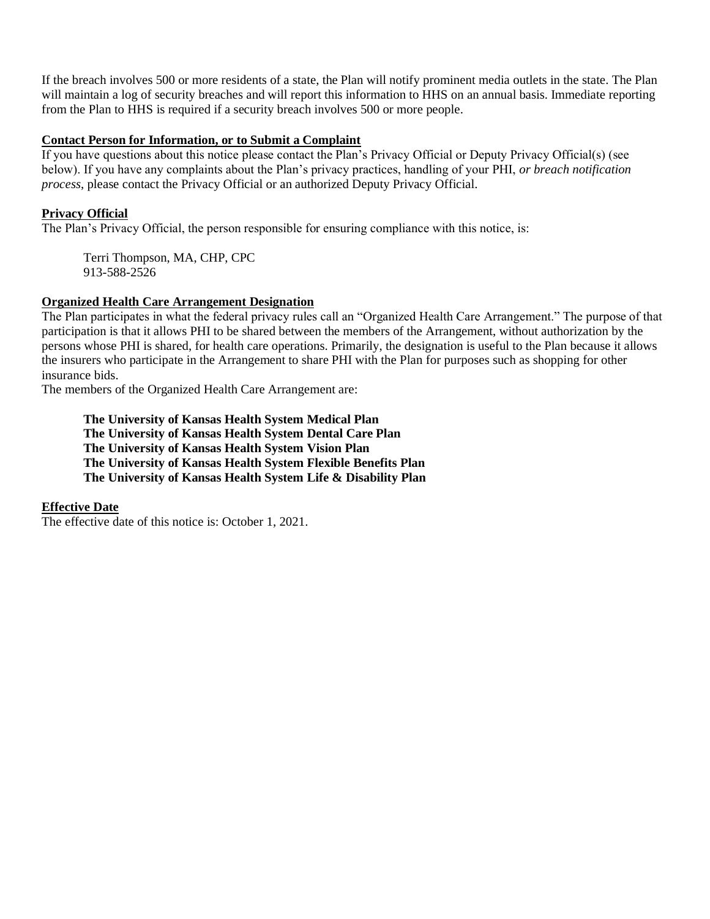If the breach involves 500 or more residents of a state, the Plan will notify prominent media outlets in the state. The Plan will maintain a log of security breaches and will report this information to HHS on an annual basis. Immediate reporting from the Plan to HHS is required if a security breach involves 500 or more people.

**Contact Person for Information, or to Submit a Complaint**

If you have questions about this notice please contact the Plan's Privacy Official or Deputy Privacy Official(s) (see below). If you have any complaints about the Plan's privacy practices, handling of your PHI, *or breach notification process*, please contact the Privacy Official or an authorized Deputy Privacy Official.

**Privacy Official**

The Plan's Privacy Official, the person responsible for ensuring compliance with this notice, is:

Terri Thompson, MA, CHP, CPC
913-588-2526

**Organized Health Care Arrangement Designation**

The Plan participates in what the federal privacy rules call an "Organized Health Care Arrangement." The purpose of that participation is that it allows PHI to be shared between the members of the Arrangement, without authorization by the persons whose PHI is shared, for health care operations. Primarily, the designation is useful to the Plan because it allows the insurers who participate in the Arrangement to share PHI with the Plan for purposes such as shopping for other insurance bids.

The members of the Organized Health Care Arrangement are:

**The University of Kansas Health System Medical Plan**
**The University of Kansas Health System Dental Care Plan**
**The University of Kansas Health System Vision Plan**
**The University of Kansas Health System Flexible Benefits Plan**
**The University of Kansas Health System Life & Disability Plan**

**Effective Date**

The effective date of this notice is: October 1, 2021.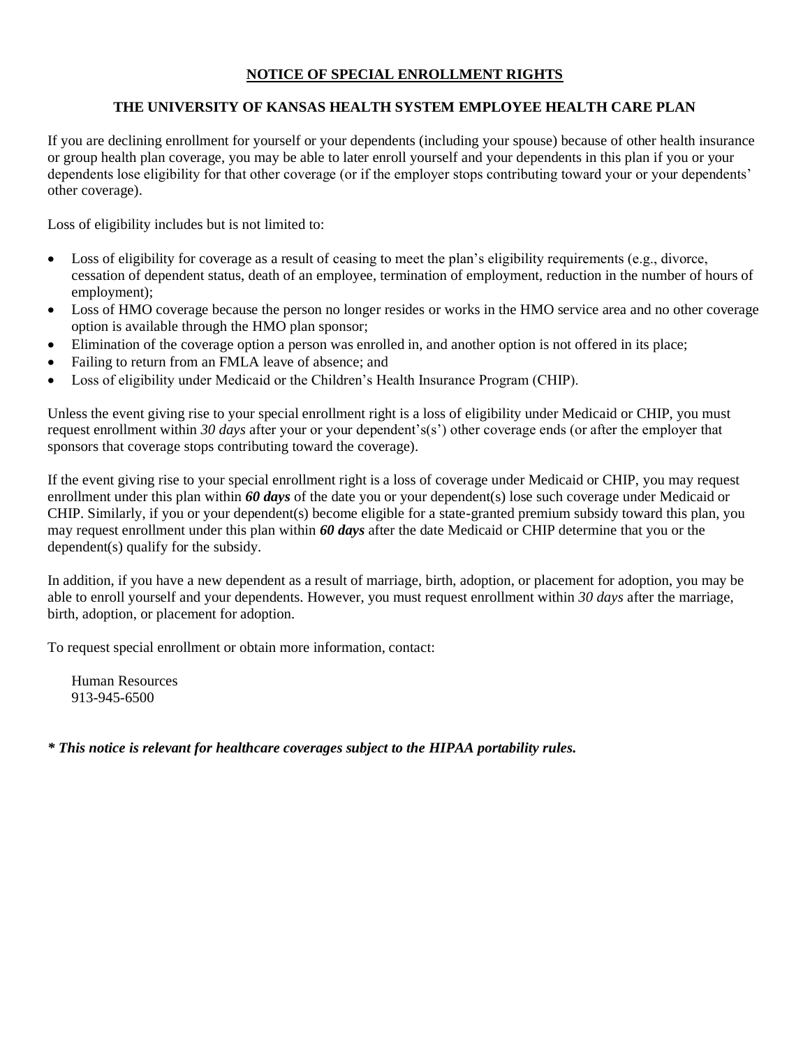## NOTICE OF SPECIAL ENROLLMENT RIGHTS

### THE UNIVERSITY OF KANSAS HEALTH SYSTEM EMPLOYEE HEALTH CARE PLAN

If you are declining enrollment for yourself or your dependents (including your spouse) because of other health insurance or group health plan coverage, you may be able to later enroll yourself and your dependents in this plan if you or your dependents lose eligibility for that other coverage (or if the employer stops contributing toward your or your dependents' other coverage).

Loss of eligibility includes but is not limited to:

- Loss of eligibility for coverage as a result of ceasing to meet the plan's eligibility requirements (e.g., divorce, cessation of dependent status, death of an employee, termination of employment, reduction in the number of hours of employment);
- Loss of HMO coverage because the person no longer resides or works in the HMO service area and no other coverage option is available through the HMO plan sponsor;
- Elimination of the coverage option a person was enrolled in, and another option is not offered in its place;
- Failing to return from an FMLA leave of absence; and
- Loss of eligibility under Medicaid or the Children's Health Insurance Program (CHIP).

Unless the event giving rise to your special enrollment right is a loss of eligibility under Medicaid or CHIP, you must request enrollment within *30 days* after your or your dependent's(s') other coverage ends (or after the employer that sponsors that coverage stops contributing toward the coverage).

If the event giving rise to your special enrollment right is a loss of coverage under Medicaid or CHIP, you may request enrollment under this plan within ***60 days*** of the date you or your dependent(s) lose such coverage under Medicaid or CHIP. Similarly, if you or your dependent(s) become eligible for a state-granted premium subsidy toward this plan, you may request enrollment under this plan within ***60 days*** after the date Medicaid or CHIP determine that you or the dependent(s) qualify for the subsidy.

In addition, if you have a new dependent as a result of marriage, birth, adoption, or placement for adoption, you may be able to enroll yourself and your dependents. However, you must request enrollment within *30 days* after the marriage, birth, adoption, or placement for adoption.

To request special enrollment or obtain more information, contact:

Human Resources
913-945-6500

***\* This notice is relevant for healthcare coverages subject to the HIPAA portability rules.***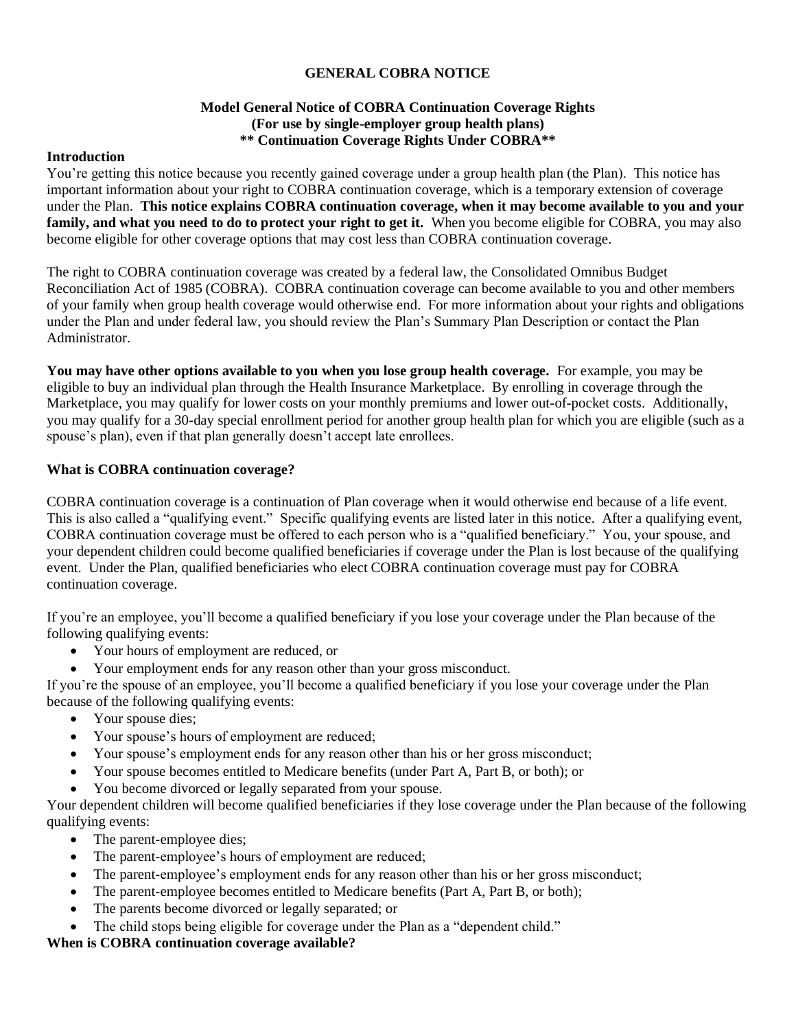# GENERAL COBRA NOTICE

## Model General Notice of COBRA Continuation Coverage Rights
## (For use by single-employer group health plans)
## ** Continuation Coverage Rights Under COBRA**

### Introduction

You're getting this notice because you recently gained coverage under a group health plan (the Plan). This notice has important information about your right to COBRA continuation coverage, which is a temporary extension of coverage under the Plan. **This notice explains COBRA continuation coverage, when it may become available to you and your family, and what you need to do to protect your right to get it.** When you become eligible for COBRA, you may also become eligible for other coverage options that may cost less than COBRA continuation coverage.

The right to COBRA continuation coverage was created by a federal law, the Consolidated Omnibus Budget Reconciliation Act of 1985 (COBRA). COBRA continuation coverage can become available to you and other members of your family when group health coverage would otherwise end. For more information about your rights and obligations under the Plan and under federal law, you should review the Plan's Summary Plan Description or contact the Plan Administrator.

**You may have other options available to you when you lose group health coverage.** For example, you may be eligible to buy an individual plan through the Health Insurance Marketplace. By enrolling in coverage through the Marketplace, you may qualify for lower costs on your monthly premiums and lower out-of-pocket costs. Additionally, you may qualify for a 30-day special enrollment period for another group health plan for which you are eligible (such as a spouse's plan), even if that plan generally doesn't accept late enrollees.

### What is COBRA continuation coverage?

COBRA continuation coverage is a continuation of Plan coverage when it would otherwise end because of a life event. This is also called a "qualifying event." Specific qualifying events are listed later in this notice. After a qualifying event, COBRA continuation coverage must be offered to each person who is a "qualified beneficiary." You, your spouse, and your dependent children could become qualified beneficiaries if coverage under the Plan is lost because of the qualifying event. Under the Plan, qualified beneficiaries who elect COBRA continuation coverage must pay for COBRA continuation coverage.

If you're an employee, you'll become a qualified beneficiary if you lose your coverage under the Plan because of the following qualifying events:

- Your hours of employment are reduced, or
- Your employment ends for any reason other than your gross misconduct.

If you're the spouse of an employee, you'll become a qualified beneficiary if you lose your coverage under the Plan because of the following qualifying events:

- Your spouse dies;
- Your spouse's hours of employment are reduced;
- Your spouse's employment ends for any reason other than his or her gross misconduct;
- Your spouse becomes entitled to Medicare benefits (under Part A, Part B, or both); or
- You become divorced or legally separated from your spouse.

Your dependent children will become qualified beneficiaries if they lose coverage under the Plan because of the following qualifying events:

- The parent-employee dies;
- The parent-employee's hours of employment are reduced;
- The parent-employee's employment ends for any reason other than his or her gross misconduct;
- The parent-employee becomes entitled to Medicare benefits (Part A, Part B, or both);
- The parents become divorced or legally separated; or
- The child stops being eligible for coverage under the Plan as a "dependent child."

### When is COBRA continuation coverage available?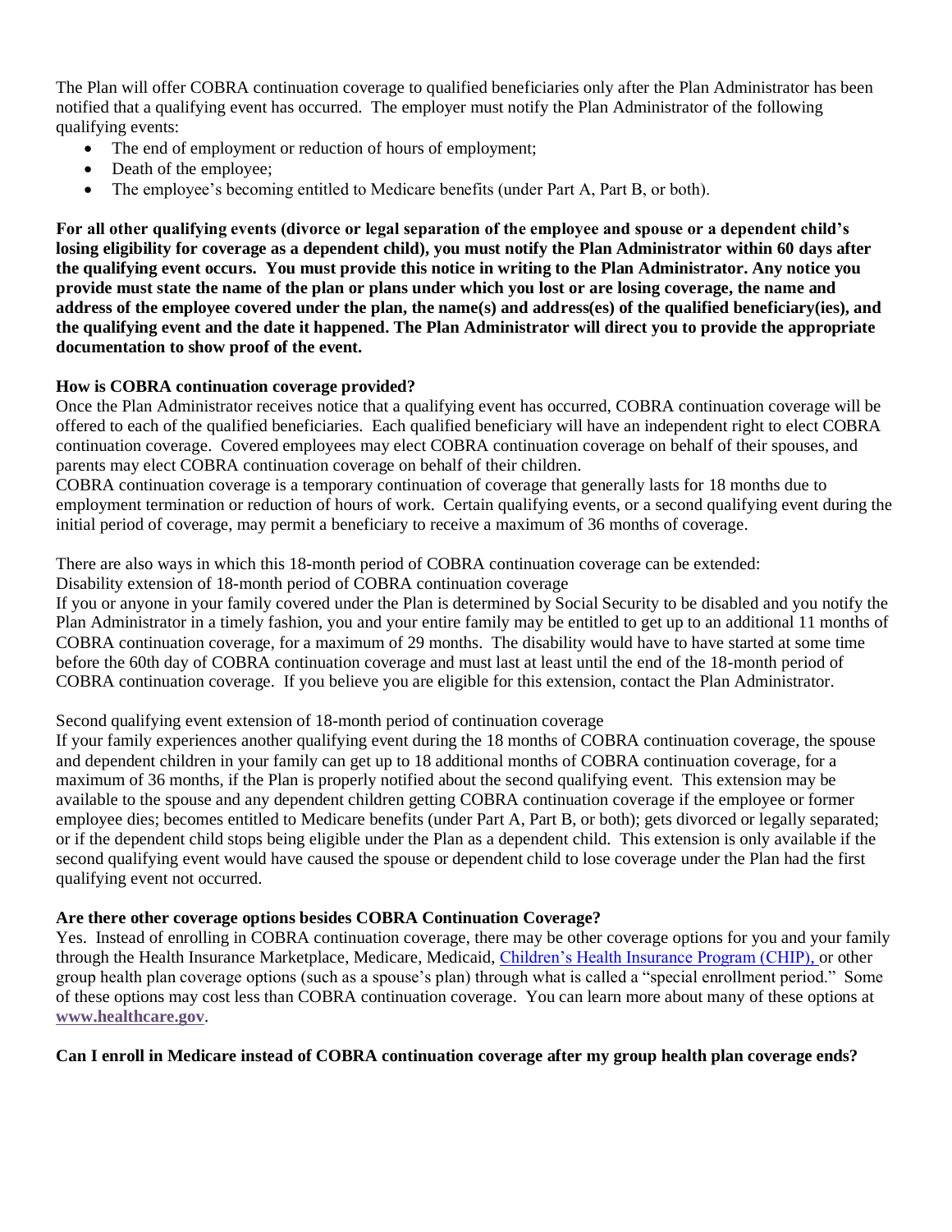The Plan will offer COBRA continuation coverage to qualified beneficiaries only after the Plan Administrator has been notified that a qualifying event has occurred. The employer must notify the Plan Administrator of the following qualifying events:

- The end of employment or reduction of hours of employment;
- Death of the employee;
- The employee's becoming entitled to Medicare benefits (under Part A, Part B, or both).

**For all other qualifying events (divorce or legal separation of the employee and spouse or a dependent child's losing eligibility for coverage as a dependent child), you must notify the Plan Administrator within 60 days after the qualifying event occurs. You must provide this notice in writing to the Plan Administrator. Any notice you provide must state the name of the plan or plans under which you lost or are losing coverage, the name and address of the employee covered under the plan, the name(s) and address(es) of the qualified beneficiary(ies), and the qualifying event and the date it happened. The Plan Administrator will direct you to provide the appropriate documentation to show proof of the event.**

**How is COBRA continuation coverage provided?**

Once the Plan Administrator receives notice that a qualifying event has occurred, COBRA continuation coverage will be offered to each of the qualified beneficiaries. Each qualified beneficiary will have an independent right to elect COBRA continuation coverage. Covered employees may elect COBRA continuation coverage on behalf of their spouses, and parents may elect COBRA continuation coverage on behalf of their children.

COBRA continuation coverage is a temporary continuation of coverage that generally lasts for 18 months due to employment termination or reduction of hours of work. Certain qualifying events, or a second qualifying event during the initial period of coverage, may permit a beneficiary to receive a maximum of 36 months of coverage.

There are also ways in which this 18-month period of COBRA continuation coverage can be extended:

Disability extension of 18-month period of COBRA continuation coverage

If you or anyone in your family covered under the Plan is determined by Social Security to be disabled and you notify the Plan Administrator in a timely fashion, you and your entire family may be entitled to get up to an additional 11 months of COBRA continuation coverage, for a maximum of 29 months. The disability would have to have started at some time before the 60th day of COBRA continuation coverage and must last at least until the end of the 18-month period of COBRA continuation coverage. If you believe you are eligible for this extension, contact the Plan Administrator.

Second qualifying event extension of 18-month period of continuation coverage

If your family experiences another qualifying event during the 18 months of COBRA continuation coverage, the spouse and dependent children in your family can get up to 18 additional months of COBRA continuation coverage, for a maximum of 36 months, if the Plan is properly notified about the second qualifying event. This extension may be available to the spouse and any dependent children getting COBRA continuation coverage if the employee or former employee dies; becomes entitled to Medicare benefits (under Part A, Part B, or both); gets divorced or legally separated; or if the dependent child stops being eligible under the Plan as a dependent child. This extension is only available if the second qualifying event would have caused the spouse or dependent child to lose coverage under the Plan had the first qualifying event not occurred.

**Are there other coverage options besides COBRA Continuation Coverage?**

Yes. Instead of enrolling in COBRA continuation coverage, there may be other coverage options for you and your family through the Health Insurance Marketplace, Medicare, Medicaid, Children's Health Insurance Program (CHIP), or other group health plan coverage options (such as a spouse's plan) through what is called a "special enrollment period." Some of these options may cost less than COBRA continuation coverage. You can learn more about many of these options at **www.healthcare.gov**.

**Can I enroll in Medicare instead of COBRA continuation coverage after my group health plan coverage ends?**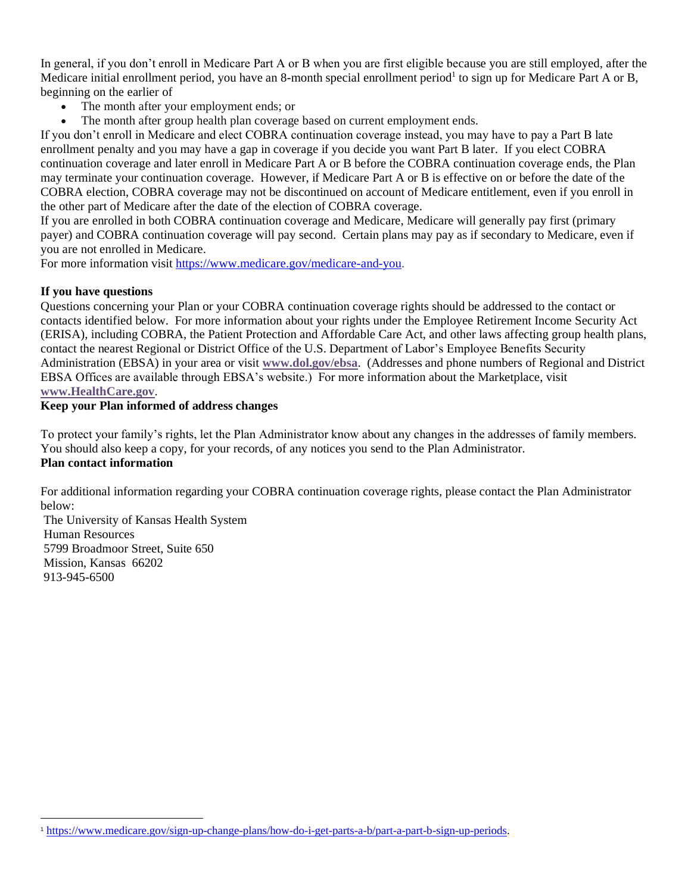In general, if you don't enroll in Medicare Part A or B when you are first eligible because you are still employed, after the Medicare initial enrollment period, you have an 8-month special enrollment period[1] to sign up for Medicare Part A or B, beginning on the earlier of

- The month after your employment ends; or
- The month after group health plan coverage based on current employment ends.

If you don't enroll in Medicare and elect COBRA continuation coverage instead, you may have to pay a Part B late enrollment penalty and you may have a gap in coverage if you decide you want Part B later. If you elect COBRA continuation coverage and later enroll in Medicare Part A or B before the COBRA continuation coverage ends, the Plan may terminate your continuation coverage. However, if Medicare Part A or B is effective on or before the date of the COBRA election, COBRA coverage may not be discontinued on account of Medicare entitlement, even if you enroll in the other part of Medicare after the date of the election of COBRA coverage.

If you are enrolled in both COBRA continuation coverage and Medicare, Medicare will generally pay first (primary payer) and COBRA continuation coverage will pay second. Certain plans may pay as if secondary to Medicare, even if you are not enrolled in Medicare.

For more information visit https://www.medicare.gov/medicare-and-you.

**If you have questions**

Questions concerning your Plan or your COBRA continuation coverage rights should be addressed to the contact or contacts identified below. For more information about your rights under the Employee Retirement Income Security Act (ERISA), including COBRA, the Patient Protection and Affordable Care Act, and other laws affecting group health plans, contact the nearest Regional or District Office of the U.S. Department of Labor's Employee Benefits Security Administration (EBSA) in your area or visit **www.dol.gov/ebsa**. (Addresses and phone numbers of Regional and District EBSA Offices are available through EBSA's website.) For more information about the Marketplace, visit **www.HealthCare.gov**.

**Keep your Plan informed of address changes**

To protect your family's rights, let the Plan Administrator know about any changes in the addresses of family members. You should also keep a copy, for your records, of any notices you send to the Plan Administrator.

**Plan contact information**

For additional information regarding your COBRA continuation coverage rights, please contact the Plan Administrator below:

The University of Kansas Health System
Human Resources
5799 Broadmoor Street, Suite 650
Mission, Kansas 66202
913-945-6500

---

[1] https://www.medicare.gov/sign-up-change-plans/how-do-i-get-parts-a-b/part-a-part-b-sign-up-periods.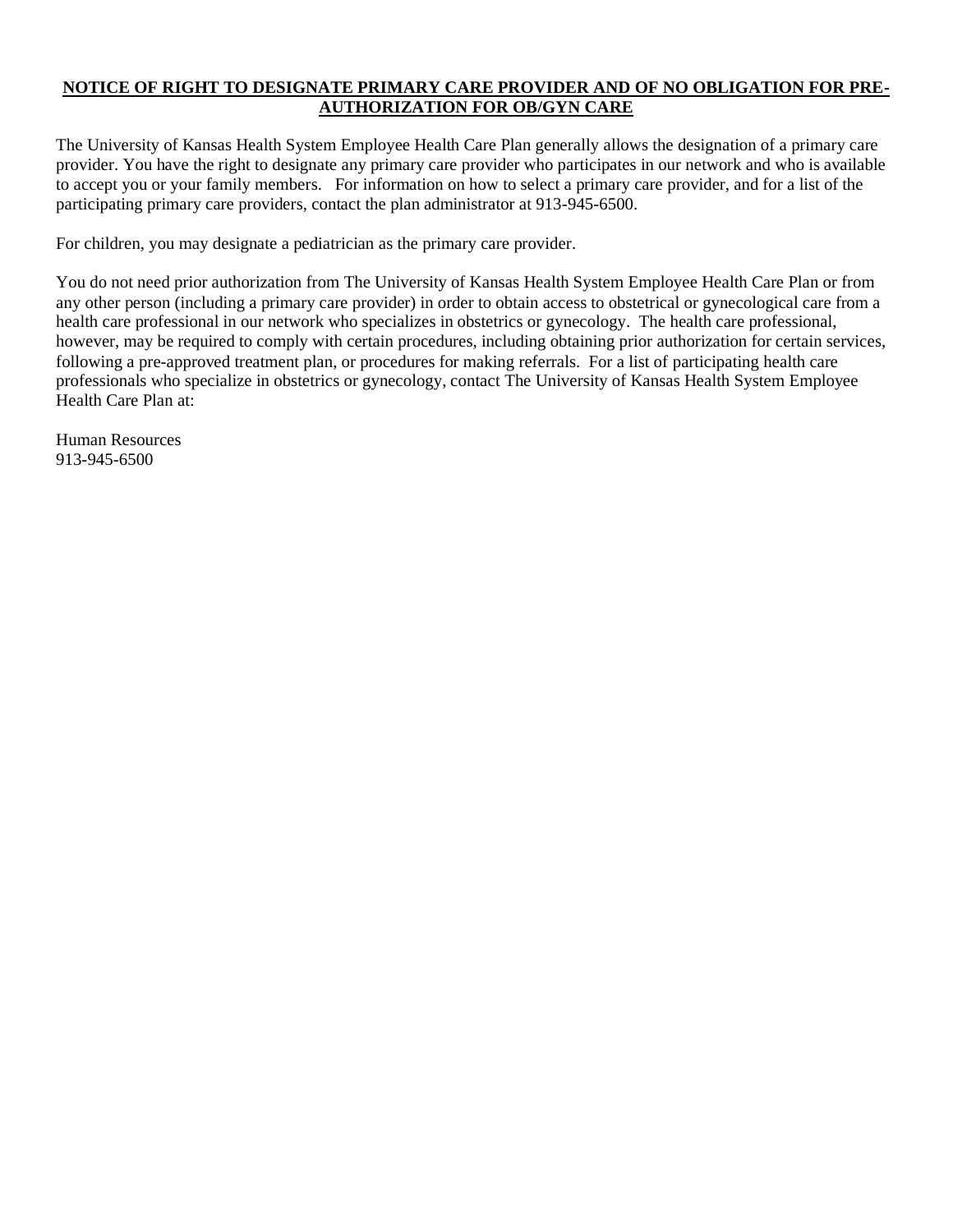## NOTICE OF RIGHT TO DESIGNATE PRIMARY CARE PROVIDER AND OF NO OBLIGATION FOR PRE-AUTHORIZATION FOR OB/GYN CARE

The University of Kansas Health System Employee Health Care Plan generally allows the designation of a primary care provider. You have the right to designate any primary care provider who participates in our network and who is available to accept you or your family members. For information on how to select a primary care provider, and for a list of the participating primary care providers, contact the plan administrator at 913-945-6500.

For children, you may designate a pediatrician as the primary care provider.

You do not need prior authorization from The University of Kansas Health System Employee Health Care Plan or from any other person (including a primary care provider) in order to obtain access to obstetrical or gynecological care from a health care professional in our network who specializes in obstetrics or gynecology. The health care professional, however, may be required to comply with certain procedures, including obtaining prior authorization for certain services, following a pre-approved treatment plan, or procedures for making referrals. For a list of participating health care professionals who specialize in obstetrics or gynecology, contact The University of Kansas Health System Employee Health Care Plan at:

Human Resources
913-945-6500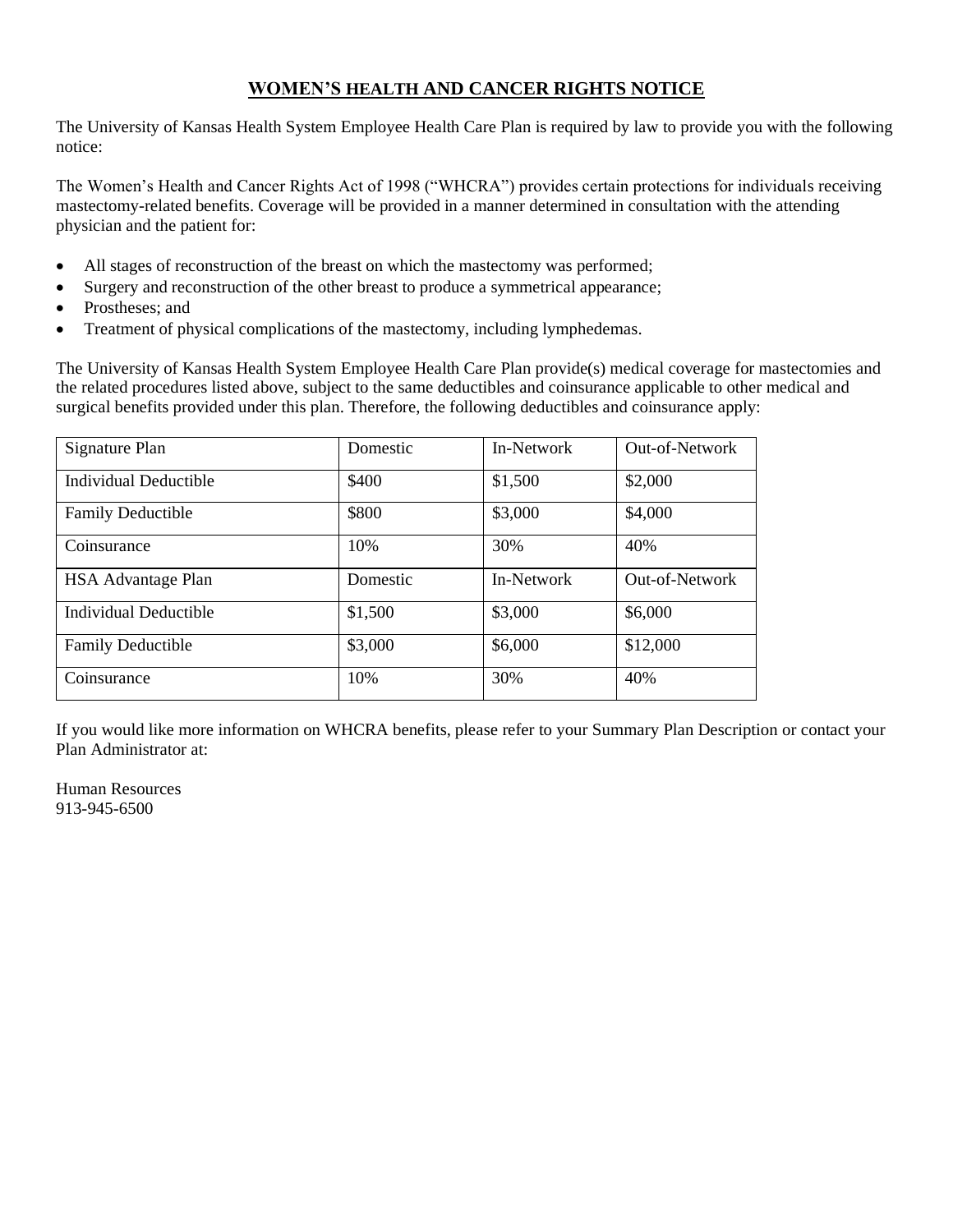# WOMEN'S HEALTH AND CANCER RIGHTS NOTICE

The University of Kansas Health System Employee Health Care Plan is required by law to provide you with the following notice:

The Women's Health and Cancer Rights Act of 1998 ("WHCRA") provides certain protections for individuals receiving mastectomy-related benefits. Coverage will be provided in a manner determined in consultation with the attending physician and the patient for:

- All stages of reconstruction of the breast on which the mastectomy was performed;
- Surgery and reconstruction of the other breast to produce a symmetrical appearance;
- Prostheses; and
- Treatment of physical complications of the mastectomy, including lymphedemas.

The University of Kansas Health System Employee Health Care Plan provide(s) medical coverage for mastectomies and the related procedures listed above, subject to the same deductibles and coinsurance applicable to other medical and surgical benefits provided under this plan. Therefore, the following deductibles and coinsurance apply:

| Signature Plan | Domestic | In-Network | Out-of-Network |
|---|---|---|---|
| Individual Deductible | $400 | $1,500 | $2,000 |
| Family Deductible | $800 | $3,000 | $4,000 |
| Coinsurance | 10% | 30% | 40% |
| HSA Advantage Plan | Domestic | In-Network | Out-of-Network |
| Individual Deductible | $1,500 | $3,000 | $6,000 |
| Family Deductible | $3,000 | $6,000 | $12,000 |
| Coinsurance | 10% | 30% | 40% |

If you would like more information on WHCRA benefits, please refer to your Summary Plan Description or contact your Plan Administrator at:

Human Resources
913-945-6500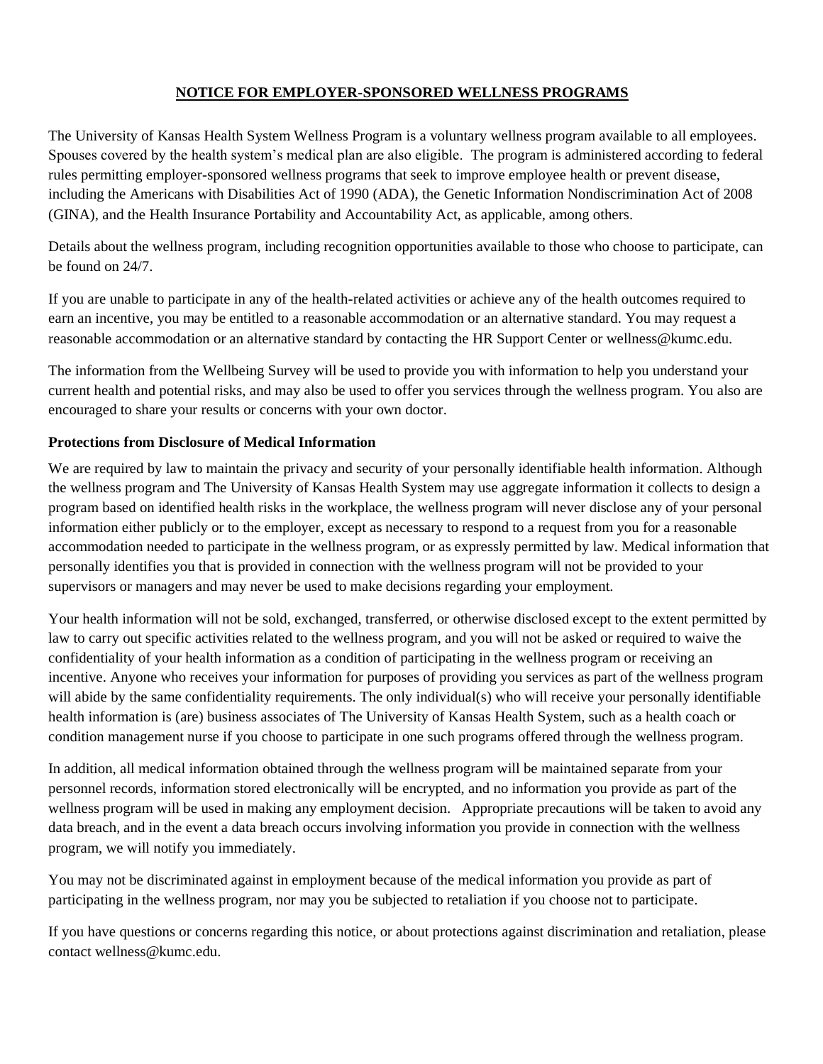# NOTICE FOR EMPLOYER-SPONSORED WELLNESS PROGRAMS

The University of Kansas Health System Wellness Program is a voluntary wellness program available to all employees. Spouses covered by the health system's medical plan are also eligible. The program is administered according to federal rules permitting employer-sponsored wellness programs that seek to improve employee health or prevent disease, including the Americans with Disabilities Act of 1990 (ADA), the Genetic Information Nondiscrimination Act of 2008 (GINA), and the Health Insurance Portability and Accountability Act, as applicable, among others.

Details about the wellness program, including recognition opportunities available to those who choose to participate, can be found on 24/7.

If you are unable to participate in any of the health-related activities or achieve any of the health outcomes required to earn an incentive, you may be entitled to a reasonable accommodation or an alternative standard. You may request a reasonable accommodation or an alternative standard by contacting the HR Support Center or wellness@kumc.edu.

The information from the Wellbeing Survey will be used to provide you with information to help you understand your current health and potential risks, and may also be used to offer you services through the wellness program. You also are encouraged to share your results or concerns with your own doctor.

**Protections from Disclosure of Medical Information**

We are required by law to maintain the privacy and security of your personally identifiable health information. Although the wellness program and The University of Kansas Health System may use aggregate information it collects to design a program based on identified health risks in the workplace, the wellness program will never disclose any of your personal information either publicly or to the employer, except as necessary to respond to a request from you for a reasonable accommodation needed to participate in the wellness program, or as expressly permitted by law. Medical information that personally identifies you that is provided in connection with the wellness program will not be provided to your supervisors or managers and may never be used to make decisions regarding your employment.

Your health information will not be sold, exchanged, transferred, or otherwise disclosed except to the extent permitted by law to carry out specific activities related to the wellness program, and you will not be asked or required to waive the confidentiality of your health information as a condition of participating in the wellness program or receiving an incentive. Anyone who receives your information for purposes of providing you services as part of the wellness program will abide by the same confidentiality requirements. The only individual(s) who will receive your personally identifiable health information is (are) business associates of The University of Kansas Health System, such as a health coach or condition management nurse if you choose to participate in one such programs offered through the wellness program.

In addition, all medical information obtained through the wellness program will be maintained separate from your personnel records, information stored electronically will be encrypted, and no information you provide as part of the wellness program will be used in making any employment decision. Appropriate precautions will be taken to avoid any data breach, and in the event a data breach occurs involving information you provide in connection with the wellness program, we will notify you immediately.

You may not be discriminated against in employment because of the medical information you provide as part of participating in the wellness program, nor may you be subjected to retaliation if you choose not to participate.

If you have questions or concerns regarding this notice, or about protections against discrimination and retaliation, please contact wellness@kumc.edu.